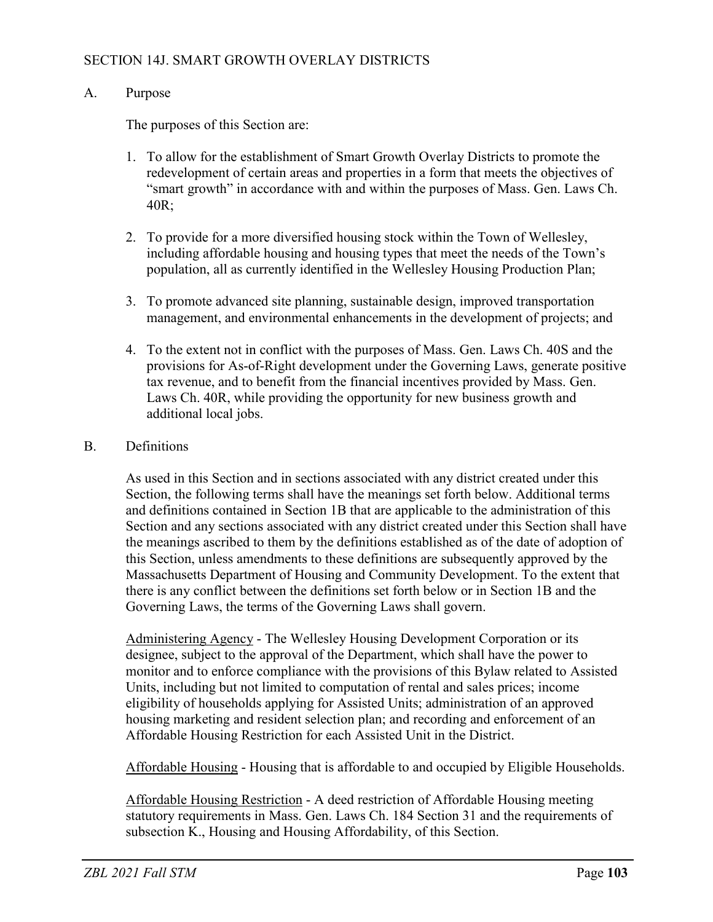# SECTION 14J. SMART GROWTH OVERLAY DISTRICTS

## A. Purpose

The purposes of this Section are:

1. To allow for the establishment of Smart Growth Overlay Districts to promote the redevelopment of certain areas and properties in a form that meets the objectives of "smart growth" in accordance with and within the purposes of Mass. Gen. Laws Ch. 40R;

2. To provide for a more diversified housing stock within the Town of Wellesley, including affordable housing and housing types that meet the needs of the Town's population, all as currently identified in the Wellesley Housing Production Plan;

3. To promote advanced site planning, sustainable design, improved transportation management, and environmental enhancements in the development of projects; and

4. To the extent not in conflict with the purposes of Mass. Gen. Laws Ch. 40S and the provisions for As-of-Right development under the Governing Laws, generate positive tax revenue, and to benefit from the financial incentives provided by Mass. Gen. Laws Ch. 40R, while providing the opportunity for new business growth and additional local jobs.

## B. Definitions

As used in this Section and in sections associated with any district created under this Section, the following terms shall have the meanings set forth below. Additional terms and definitions contained in Section 1B that are applicable to the administration of this Section and any sections associated with any district created under this Section shall have the meanings ascribed to them by the definitions established as of the date of adoption of this Section, unless amendments to these definitions are subsequently approved by the Massachusetts Department of Housing and Community Development. To the extent that there is any conflict between the definitions set forth below or in Section 1B and the Governing Laws, the terms of the Governing Laws shall govern.

<u>Administering Agency</u> - The Wellesley Housing Development Corporation or its designee, subject to the approval of the Department, which shall have the power to monitor and to enforce compliance with the provisions of this Bylaw related to Assisted Units, including but not limited to computation of rental and sales prices; income eligibility of households applying for Assisted Units; administration of an approved housing marketing and resident selection plan; and recording and enforcement of an Affordable Housing Restriction for each Assisted Unit in the District.

<u>Affordable Housing</u> - Housing that is affordable to and occupied by Eligible Households.

<u>Affordable Housing Restriction</u> - A deed restriction of Affordable Housing meeting statutory requirements in Mass. Gen. Laws Ch. 184 Section 31 and the requirements of subsection K., Housing and Housing Affordability, of this Section.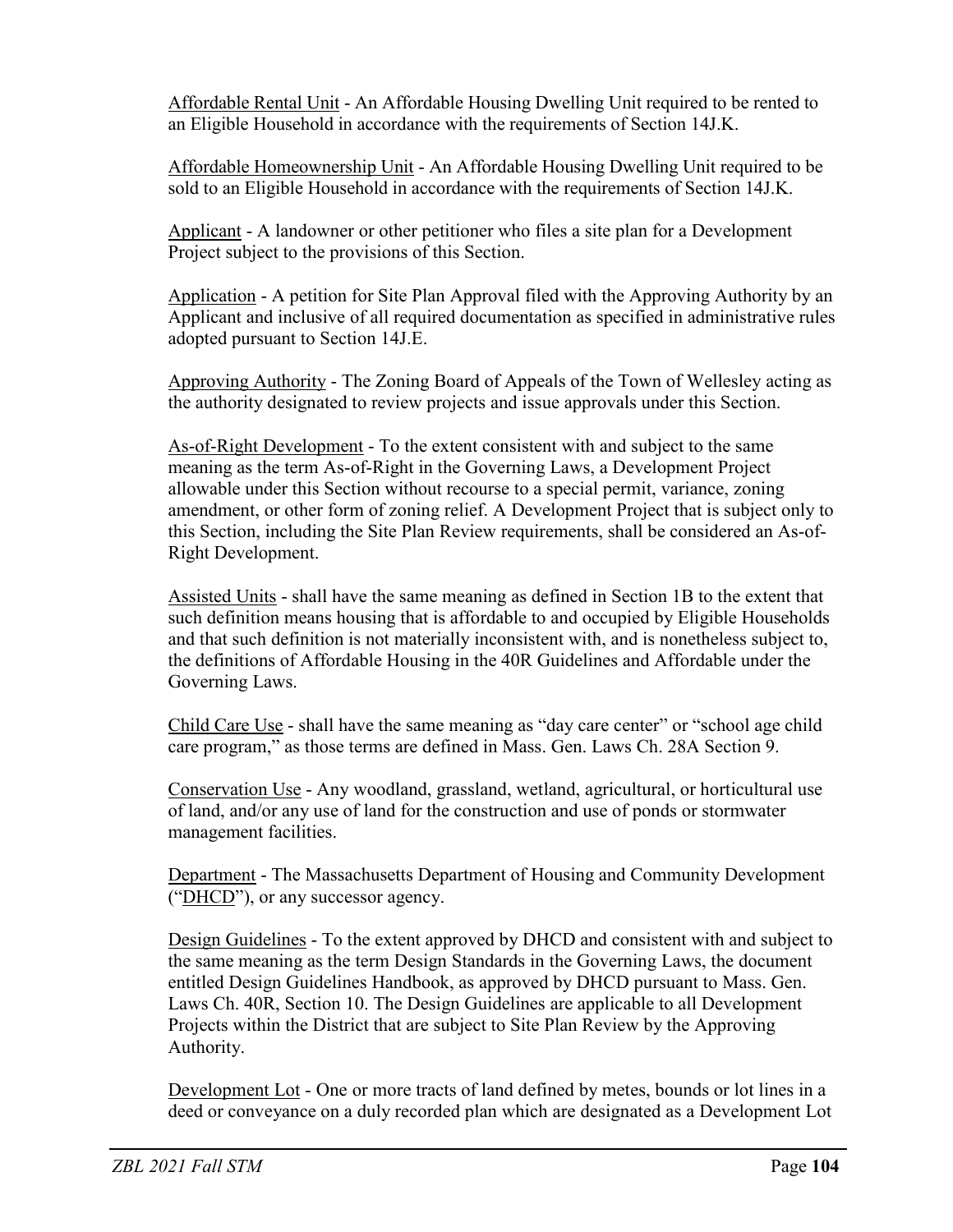Affordable Rental Unit - An Affordable Housing Dwelling Unit required to be rented to an Eligible Household in accordance with the requirements of Section 14J.K.

Affordable Homeownership Unit - An Affordable Housing Dwelling Unit required to be sold to an Eligible Household in accordance with the requirements of Section 14J.K.

Applicant - A landowner or other petitioner who files a site plan for a Development Project subject to the provisions of this Section.

Application - A petition for Site Plan Approval filed with the Approving Authority by an Applicant and inclusive of all required documentation as specified in administrative rules adopted pursuant to Section 14J.E.

Approving Authority - The Zoning Board of Appeals of the Town of Wellesley acting as the authority designated to review projects and issue approvals under this Section.

As-of-Right Development - To the extent consistent with and subject to the same meaning as the term As-of-Right in the Governing Laws, a Development Project allowable under this Section without recourse to a special permit, variance, zoning amendment, or other form of zoning relief. A Development Project that is subject only to this Section, including the Site Plan Review requirements, shall be considered an As-of-Right Development.

Assisted Units - shall have the same meaning as defined in Section 1B to the extent that such definition means housing that is affordable to and occupied by Eligible Households and that such definition is not materially inconsistent with, and is nonetheless subject to, the definitions of Affordable Housing in the 40R Guidelines and Affordable under the Governing Laws.

Child Care Use - shall have the same meaning as "day care center" or "school age child care program," as those terms are defined in Mass. Gen. Laws Ch. 28A Section 9.

Conservation Use - Any woodland, grassland, wetland, agricultural, or horticultural use of land, and/or any use of land for the construction and use of ponds or stormwater management facilities.

Department - The Massachusetts Department of Housing and Community Development ("DHCD"), or any successor agency.

Design Guidelines - To the extent approved by DHCD and consistent with and subject to the same meaning as the term Design Standards in the Governing Laws, the document entitled Design Guidelines Handbook, as approved by DHCD pursuant to Mass. Gen. Laws Ch. 40R, Section 10. The Design Guidelines are applicable to all Development Projects within the District that are subject to Site Plan Review by the Approving Authority.

Development Lot - One or more tracts of land defined by metes, bounds or lot lines in a deed or conveyance on a duly recorded plan which are designated as a Development Lot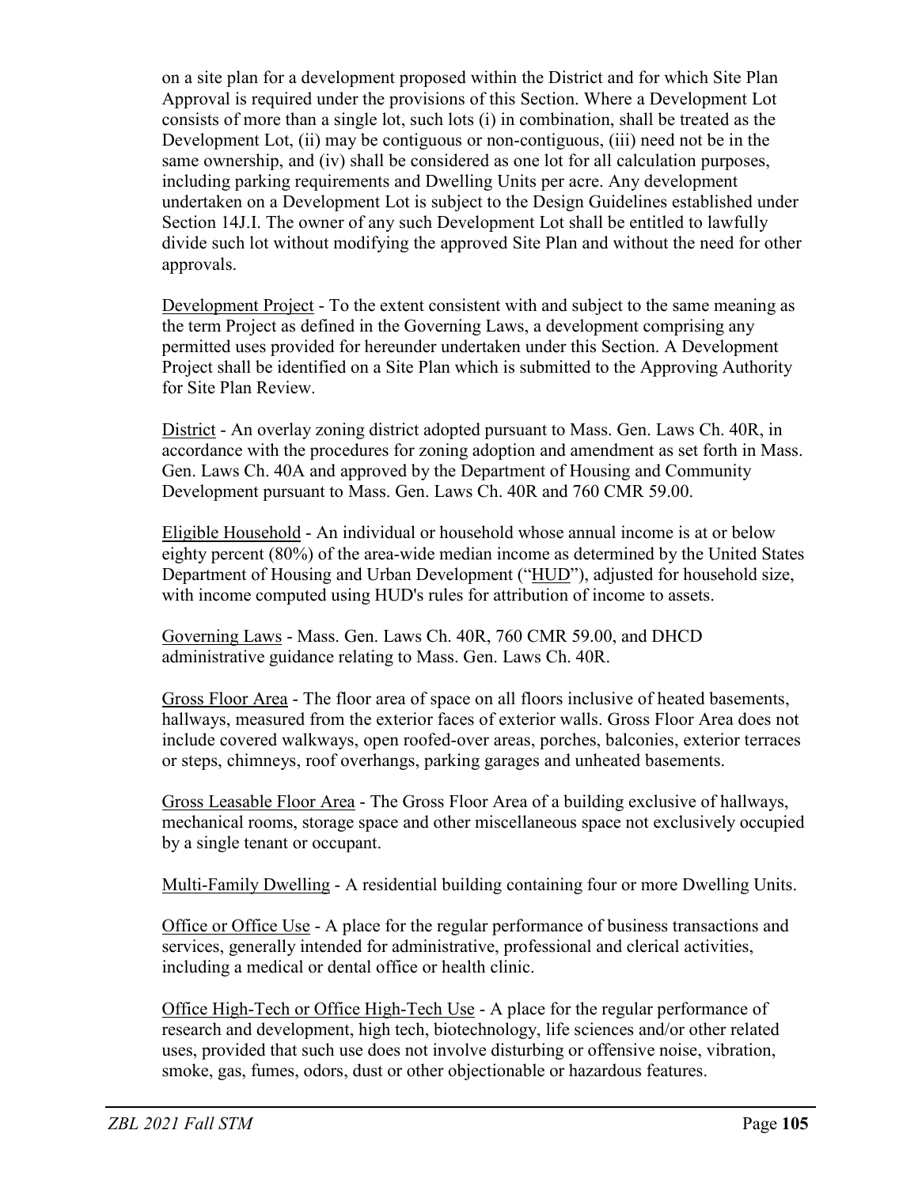on a site plan for a development proposed within the District and for which Site Plan Approval is required under the provisions of this Section. Where a Development Lot consists of more than a single lot, such lots (i) in combination, shall be treated as the Development Lot, (ii) may be contiguous or non-contiguous, (iii) need not be in the same ownership, and (iv) shall be considered as one lot for all calculation purposes, including parking requirements and Dwelling Units per acre. Any development undertaken on a Development Lot is subject to the Design Guidelines established under Section 14J.I. The owner of any such Development Lot shall be entitled to lawfully divide such lot without modifying the approved Site Plan and without the need for other approvals.

Development Project - To the extent consistent with and subject to the same meaning as the term Project as defined in the Governing Laws, a development comprising any permitted uses provided for hereunder undertaken under this Section. A Development Project shall be identified on a Site Plan which is submitted to the Approving Authority for Site Plan Review.

District - An overlay zoning district adopted pursuant to Mass. Gen. Laws Ch. 40R, in accordance with the procedures for zoning adoption and amendment as set forth in Mass. Gen. Laws Ch. 40A and approved by the Department of Housing and Community Development pursuant to Mass. Gen. Laws Ch. 40R and 760 CMR 59.00.

Eligible Household - An individual or household whose annual income is at or below eighty percent (80%) of the area-wide median income as determined by the United States Department of Housing and Urban Development ("HUD"), adjusted for household size, with income computed using HUD's rules for attribution of income to assets.

Governing Laws - Mass. Gen. Laws Ch. 40R, 760 CMR 59.00, and DHCD administrative guidance relating to Mass. Gen. Laws Ch. 40R.

Gross Floor Area - The floor area of space on all floors inclusive of heated basements, hallways, measured from the exterior faces of exterior walls. Gross Floor Area does not include covered walkways, open roofed-over areas, porches, balconies, exterior terraces or steps, chimneys, roof overhangs, parking garages and unheated basements.

Gross Leasable Floor Area - The Gross Floor Area of a building exclusive of hallways, mechanical rooms, storage space and other miscellaneous space not exclusively occupied by a single tenant or occupant.

Multi-Family Dwelling - A residential building containing four or more Dwelling Units.

Office or Office Use - A place for the regular performance of business transactions and services, generally intended for administrative, professional and clerical activities, including a medical or dental office or health clinic.

Office High-Tech or Office High-Tech Use - A place for the regular performance of research and development, high tech, biotechnology, life sciences and/or other related uses, provided that such use does not involve disturbing or offensive noise, vibration, smoke, gas, fumes, odors, dust or other objectionable or hazardous features.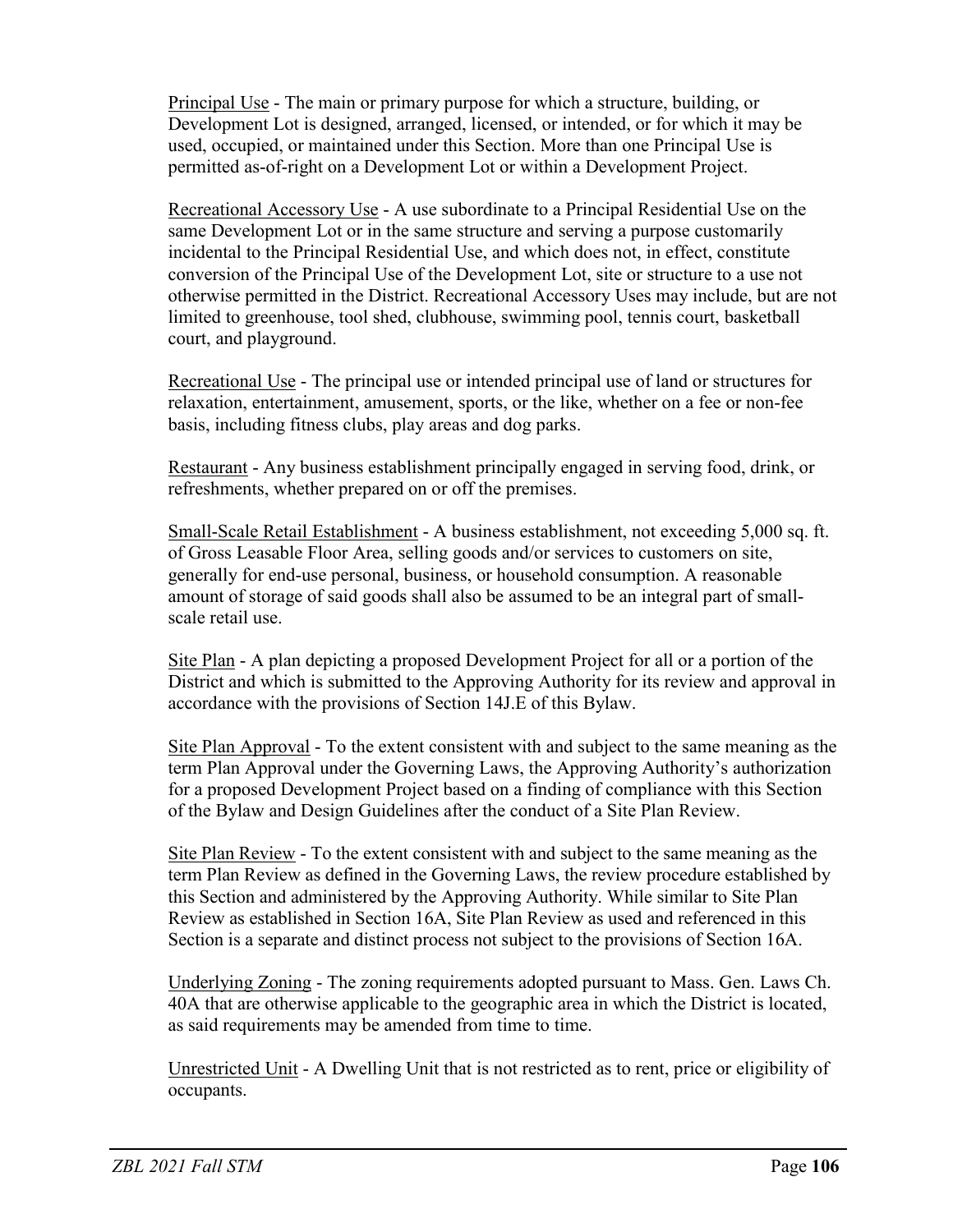Principal Use - The main or primary purpose for which a structure, building, or Development Lot is designed, arranged, licensed, or intended, or for which it may be used, occupied, or maintained under this Section. More than one Principal Use is permitted as-of-right on a Development Lot or within a Development Project.

Recreational Accessory Use - A use subordinate to a Principal Residential Use on the same Development Lot or in the same structure and serving a purpose customarily incidental to the Principal Residential Use, and which does not, in effect, constitute conversion of the Principal Use of the Development Lot, site or structure to a use not otherwise permitted in the District. Recreational Accessory Uses may include, but are not limited to greenhouse, tool shed, clubhouse, swimming pool, tennis court, basketball court, and playground.

Recreational Use - The principal use or intended principal use of land or structures for relaxation, entertainment, amusement, sports, or the like, whether on a fee or non-fee basis, including fitness clubs, play areas and dog parks.

Restaurant - Any business establishment principally engaged in serving food, drink, or refreshments, whether prepared on or off the premises.

Small-Scale Retail Establishment - A business establishment, not exceeding 5,000 sq. ft. of Gross Leasable Floor Area, selling goods and/or services to customers on site, generally for end-use personal, business, or household consumption. A reasonable amount of storage of said goods shall also be assumed to be an integral part of small-scale retail use.

Site Plan - A plan depicting a proposed Development Project for all or a portion of the District and which is submitted to the Approving Authority for its review and approval in accordance with the provisions of Section 14J.E of this Bylaw.

Site Plan Approval - To the extent consistent with and subject to the same meaning as the term Plan Approval under the Governing Laws, the Approving Authority's authorization for a proposed Development Project based on a finding of compliance with this Section of the Bylaw and Design Guidelines after the conduct of a Site Plan Review.

Site Plan Review - To the extent consistent with and subject to the same meaning as the term Plan Review as defined in the Governing Laws, the review procedure established by this Section and administered by the Approving Authority. While similar to Site Plan Review as established in Section 16A, Site Plan Review as used and referenced in this Section is a separate and distinct process not subject to the provisions of Section 16A.

Underlying Zoning - The zoning requirements adopted pursuant to Mass. Gen. Laws Ch. 40A that are otherwise applicable to the geographic area in which the District is located, as said requirements may be amended from time to time.

Unrestricted Unit - A Dwelling Unit that is not restricted as to rent, price or eligibility of occupants.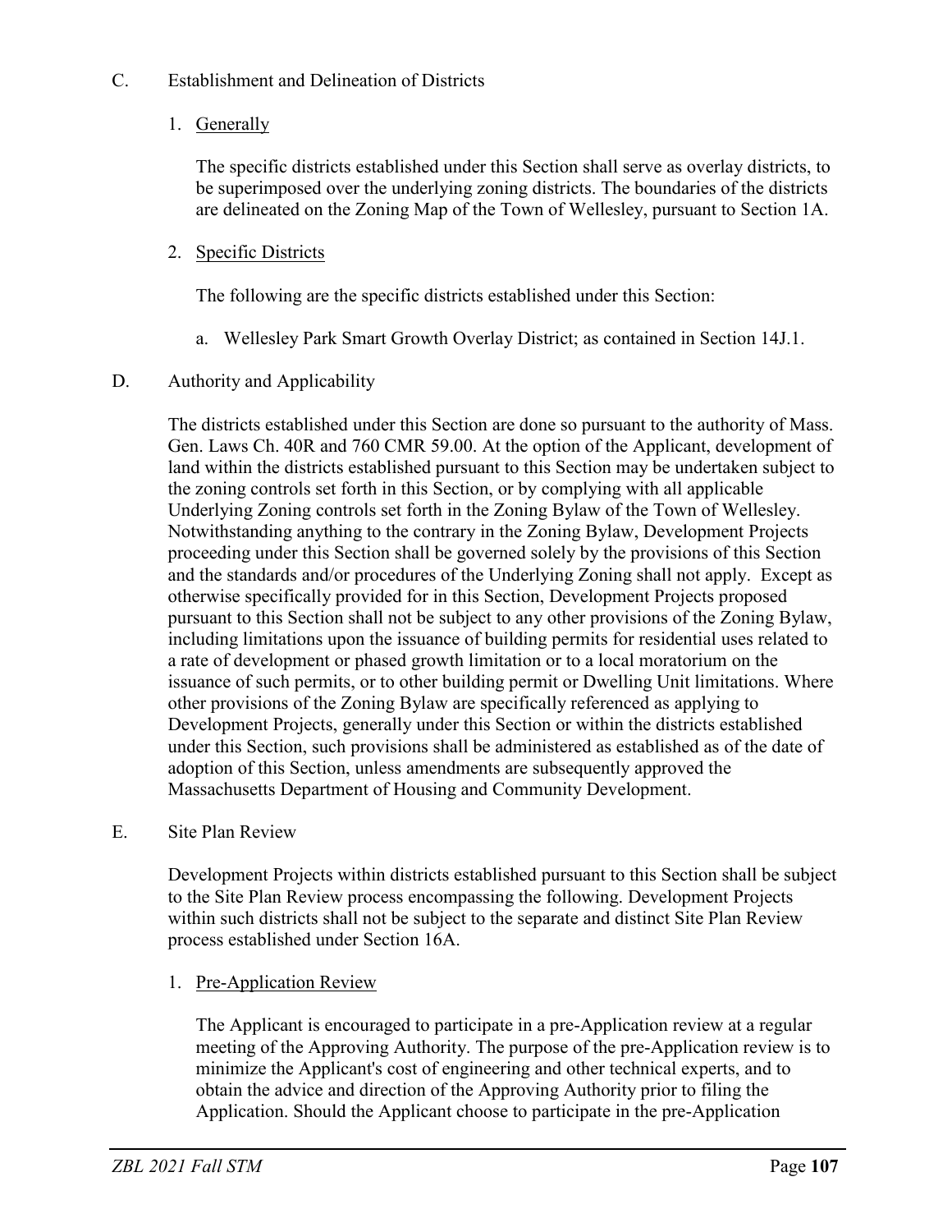C. Establishment and Delineation of Districts

1. Generally

   The specific districts established under this Section shall serve as overlay districts, to be superimposed over the underlying zoning districts. The boundaries of the districts are delineated on the Zoning Map of the Town of Wellesley, pursuant to Section 1A.

2. Specific Districts

   The following are the specific districts established under this Section:

   a. Wellesley Park Smart Growth Overlay District; as contained in Section 14J.1.

D. Authority and Applicability

The districts established under this Section are done so pursuant to the authority of Mass. Gen. Laws Ch. 40R and 760 CMR 59.00. At the option of the Applicant, development of land within the districts established pursuant to this Section may be undertaken subject to the zoning controls set forth in this Section, or by complying with all applicable Underlying Zoning controls set forth in the Zoning Bylaw of the Town of Wellesley. Notwithstanding anything to the contrary in the Zoning Bylaw, Development Projects proceeding under this Section shall be governed solely by the provisions of this Section and the standards and/or procedures of the Underlying Zoning shall not apply. Except as otherwise specifically provided for in this Section, Development Projects proposed pursuant to this Section shall not be subject to any other provisions of the Zoning Bylaw, including limitations upon the issuance of building permits for residential uses related to a rate of development or phased growth limitation or to a local moratorium on the issuance of such permits, or to other building permit or Dwelling Unit limitations. Where other provisions of the Zoning Bylaw are specifically referenced as applying to Development Projects, generally under this Section or within the districts established under this Section, such provisions shall be administered as established as of the date of adoption of this Section, unless amendments are subsequently approved the Massachusetts Department of Housing and Community Development.

E. Site Plan Review

Development Projects within districts established pursuant to this Section shall be subject to the Site Plan Review process encompassing the following. Development Projects within such districts shall not be subject to the separate and distinct Site Plan Review process established under Section 16A.

1. Pre-Application Review

   The Applicant is encouraged to participate in a pre-Application review at a regular meeting of the Approving Authority. The purpose of the pre-Application review is to minimize the Applicant's cost of engineering and other technical experts, and to obtain the advice and direction of the Approving Authority prior to filing the Application. Should the Applicant choose to participate in the pre-Application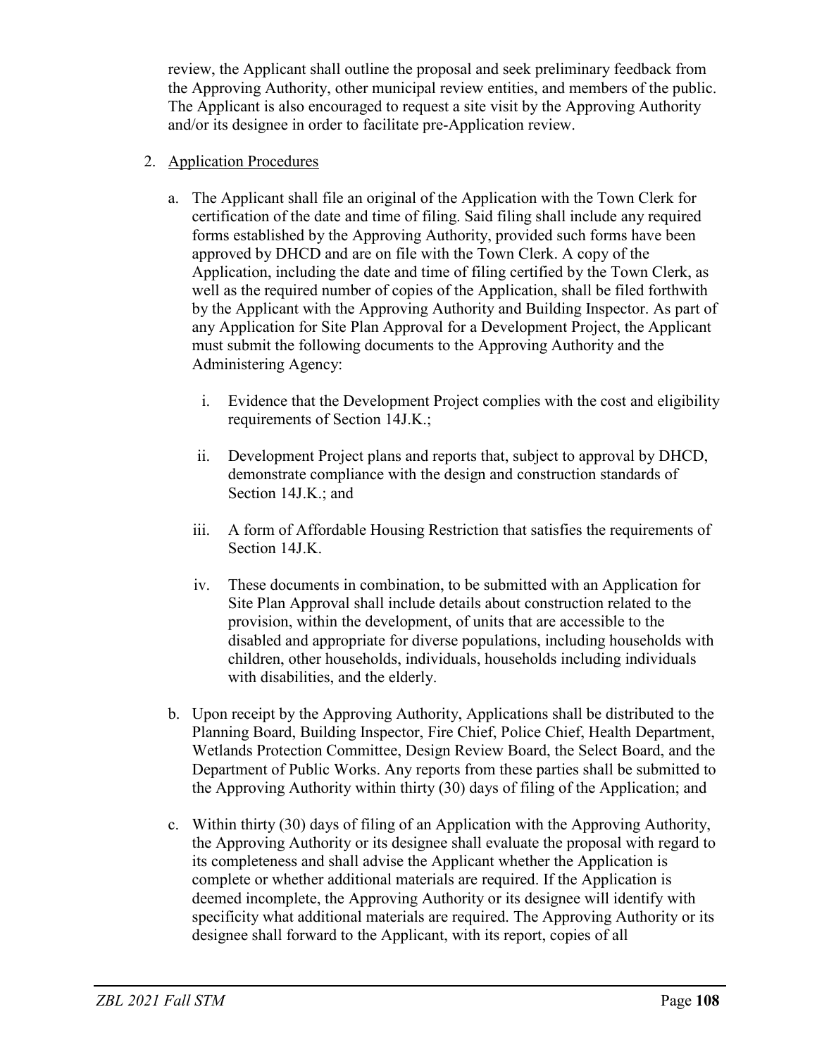review, the Applicant shall outline the proposal and seek preliminary feedback from the Approving Authority, other municipal review entities, and members of the public. The Applicant is also encouraged to request a site visit by the Approving Authority and/or its designee in order to facilitate pre-Application review.

2. <u>Application Procedures</u>

   a. The Applicant shall file an original of the Application with the Town Clerk for certification of the date and time of filing. Said filing shall include any required forms established by the Approving Authority, provided such forms have been approved by DHCD and are on file with the Town Clerk. A copy of the Application, including the date and time of filing certified by the Town Clerk, as well as the required number of copies of the Application, shall be filed forthwith by the Applicant with the Approving Authority and Building Inspector. As part of any Application for Site Plan Approval for a Development Project, the Applicant must submit the following documents to the Approving Authority and the Administering Agency:

      i. Evidence that the Development Project complies with the cost and eligibility requirements of Section 14J.K.;

      ii. Development Project plans and reports that, subject to approval by DHCD, demonstrate compliance with the design and construction standards of Section 14J.K.; and

      iii. A form of Affordable Housing Restriction that satisfies the requirements of Section 14J.K.

      iv. These documents in combination, to be submitted with an Application for Site Plan Approval shall include details about construction related to the provision, within the development, of units that are accessible to the disabled and appropriate for diverse populations, including households with children, other households, individuals, households including individuals with disabilities, and the elderly.

   b. Upon receipt by the Approving Authority, Applications shall be distributed to the Planning Board, Building Inspector, Fire Chief, Police Chief, Health Department, Wetlands Protection Committee, Design Review Board, the Select Board, and the Department of Public Works. Any reports from these parties shall be submitted to the Approving Authority within thirty (30) days of filing of the Application; and

   c. Within thirty (30) days of filing of an Application with the Approving Authority, the Approving Authority or its designee shall evaluate the proposal with regard to its completeness and shall advise the Applicant whether the Application is complete or whether additional materials are required. If the Application is deemed incomplete, the Approving Authority or its designee will identify with specificity what additional materials are required. The Approving Authority or its designee shall forward to the Applicant, with its report, copies of all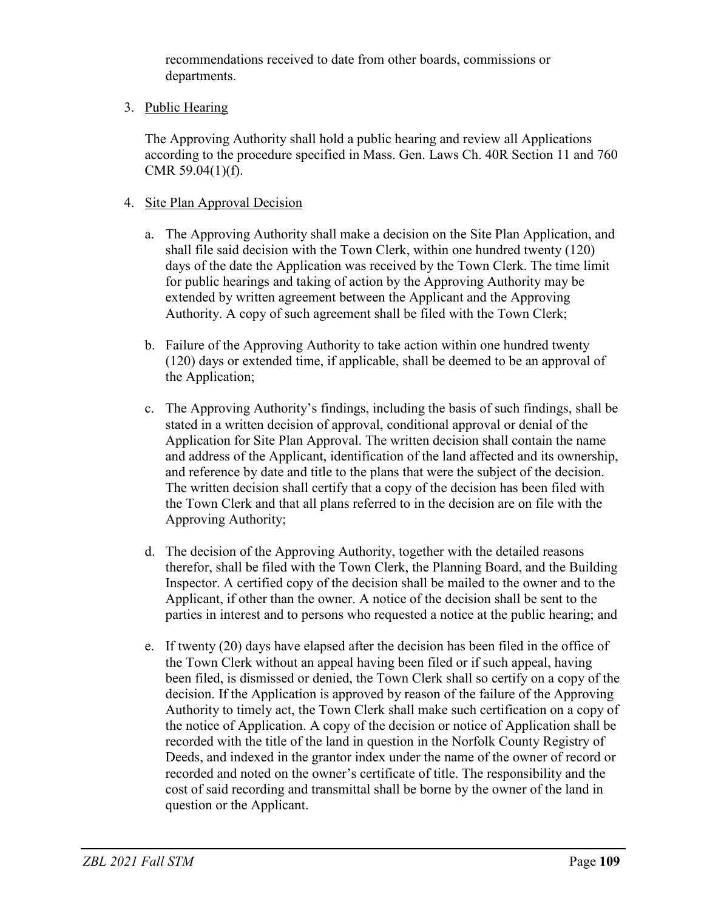recommendations received to date from other boards, commissions or departments.

3. Public Hearing

   The Approving Authority shall hold a public hearing and review all Applications according to the procedure specified in Mass. Gen. Laws Ch. 40R Section 11 and 760 CMR 59.04(1)(f).

4. Site Plan Approval Decision

   a. The Approving Authority shall make a decision on the Site Plan Application, and shall file said decision with the Town Clerk, within one hundred twenty (120) days of the date the Application was received by the Town Clerk. The time limit for public hearings and taking of action by the Approving Authority may be extended by written agreement between the Applicant and the Approving Authority. A copy of such agreement shall be filed with the Town Clerk;

   b. Failure of the Approving Authority to take action within one hundred twenty (120) days or extended time, if applicable, shall be deemed to be an approval of the Application;

   c. The Approving Authority's findings, including the basis of such findings, shall be stated in a written decision of approval, conditional approval or denial of the Application for Site Plan Approval. The written decision shall contain the name and address of the Applicant, identification of the land affected and its ownership, and reference by date and title to the plans that were the subject of the decision. The written decision shall certify that a copy of the decision has been filed with the Town Clerk and that all plans referred to in the decision are on file with the Approving Authority;

   d. The decision of the Approving Authority, together with the detailed reasons therefor, shall be filed with the Town Clerk, the Planning Board, and the Building Inspector. A certified copy of the decision shall be mailed to the owner and to the Applicant, if other than the owner. A notice of the decision shall be sent to the parties in interest and to persons who requested a notice at the public hearing; and

   e. If twenty (20) days have elapsed after the decision has been filed in the office of the Town Clerk without an appeal having been filed or if such appeal, having been filed, is dismissed or denied, the Town Clerk shall so certify on a copy of the decision. If the Application is approved by reason of the failure of the Approving Authority to timely act, the Town Clerk shall make such certification on a copy of the notice of Application. A copy of the decision or notice of Application shall be recorded with the title of the land in question in the Norfolk County Registry of Deeds, and indexed in the grantor index under the name of the owner of record or recorded and noted on the owner's certificate of title. The responsibility and the cost of said recording and transmittal shall be borne by the owner of the land in question or the Applicant.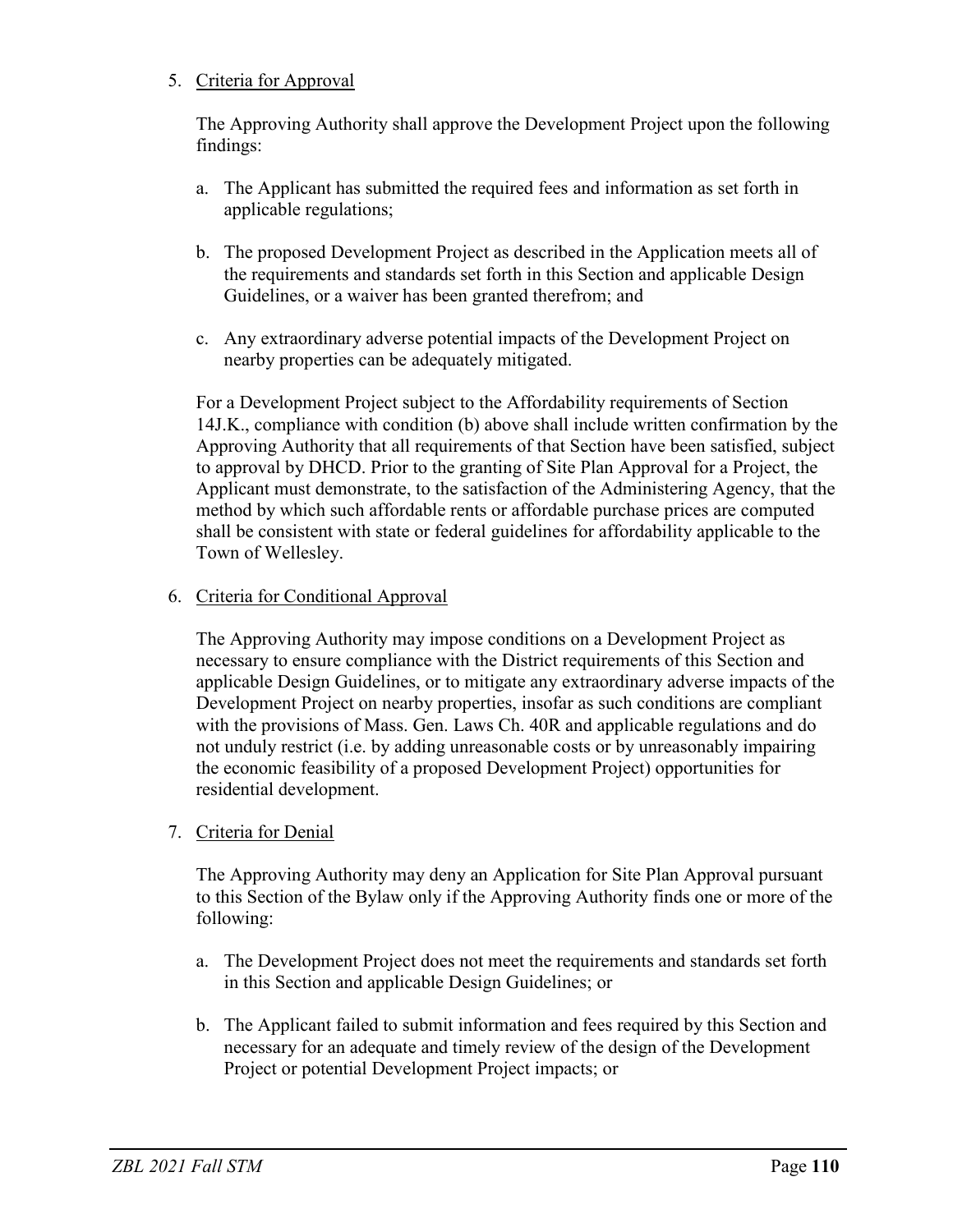5. Criteria for Approval

   The Approving Authority shall approve the Development Project upon the following findings:

   a. The Applicant has submitted the required fees and information as set forth in applicable regulations;

   b. The proposed Development Project as described in the Application meets all of the requirements and standards set forth in this Section and applicable Design Guidelines, or a waiver has been granted therefrom; and

   c. Any extraordinary adverse potential impacts of the Development Project on nearby properties can be adequately mitigated.

   For a Development Project subject to the Affordability requirements of Section 14J.K., compliance with condition (b) above shall include written confirmation by the Approving Authority that all requirements of that Section have been satisfied, subject to approval by DHCD. Prior to the granting of Site Plan Approval for a Project, the Applicant must demonstrate, to the satisfaction of the Administering Agency, that the method by which such affordable rents or affordable purchase prices are computed shall be consistent with state or federal guidelines for affordability applicable to the Town of Wellesley.

6. Criteria for Conditional Approval

   The Approving Authority may impose conditions on a Development Project as necessary to ensure compliance with the District requirements of this Section and applicable Design Guidelines, or to mitigate any extraordinary adverse impacts of the Development Project on nearby properties, insofar as such conditions are compliant with the provisions of Mass. Gen. Laws Ch. 40R and applicable regulations and do not unduly restrict (i.e. by adding unreasonable costs or by unreasonably impairing the economic feasibility of a proposed Development Project) opportunities for residential development.

7. Criteria for Denial

   The Approving Authority may deny an Application for Site Plan Approval pursuant to this Section of the Bylaw only if the Approving Authority finds one or more of the following:

   a. The Development Project does not meet the requirements and standards set forth in this Section and applicable Design Guidelines; or

   b. The Applicant failed to submit information and fees required by this Section and necessary for an adequate and timely review of the design of the Development Project or potential Development Project impacts; or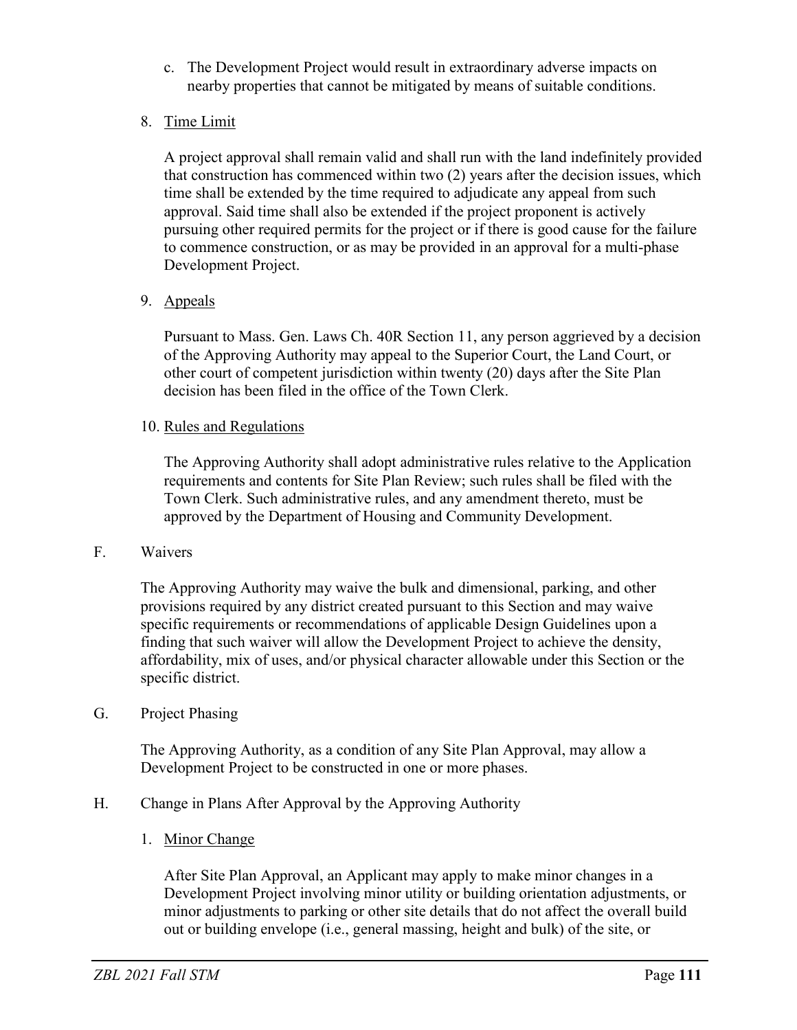c. The Development Project would result in extraordinary adverse impacts on nearby properties that cannot be mitigated by means of suitable conditions.

8. Time Limit

   A project approval shall remain valid and shall run with the land indefinitely provided that construction has commenced within two (2) years after the decision issues, which time shall be extended by the time required to adjudicate any appeal from such approval. Said time shall also be extended if the project proponent is actively pursuing other required permits for the project or if there is good cause for the failure to commence construction, or as may be provided in an approval for a multi-phase Development Project.

9. Appeals

   Pursuant to Mass. Gen. Laws Ch. 40R Section 11, any person aggrieved by a decision of the Approving Authority may appeal to the Superior Court, the Land Court, or other court of competent jurisdiction within twenty (20) days after the Site Plan decision has been filed in the office of the Town Clerk.

10. Rules and Regulations

    The Approving Authority shall adopt administrative rules relative to the Application requirements and contents for Site Plan Review; such rules shall be filed with the Town Clerk. Such administrative rules, and any amendment thereto, must be approved by the Department of Housing and Community Development.

F. Waivers

The Approving Authority may waive the bulk and dimensional, parking, and other provisions required by any district created pursuant to this Section and may waive specific requirements or recommendations of applicable Design Guidelines upon a finding that such waiver will allow the Development Project to achieve the density, affordability, mix of uses, and/or physical character allowable under this Section or the specific district.

G. Project Phasing

The Approving Authority, as a condition of any Site Plan Approval, may allow a Development Project to be constructed in one or more phases.

H. Change in Plans After Approval by the Approving Authority

1. Minor Change

   After Site Plan Approval, an Applicant may apply to make minor changes in a Development Project involving minor utility or building orientation adjustments, or minor adjustments to parking or other site details that do not affect the overall build out or building envelope (i.e., general massing, height and bulk) of the site, or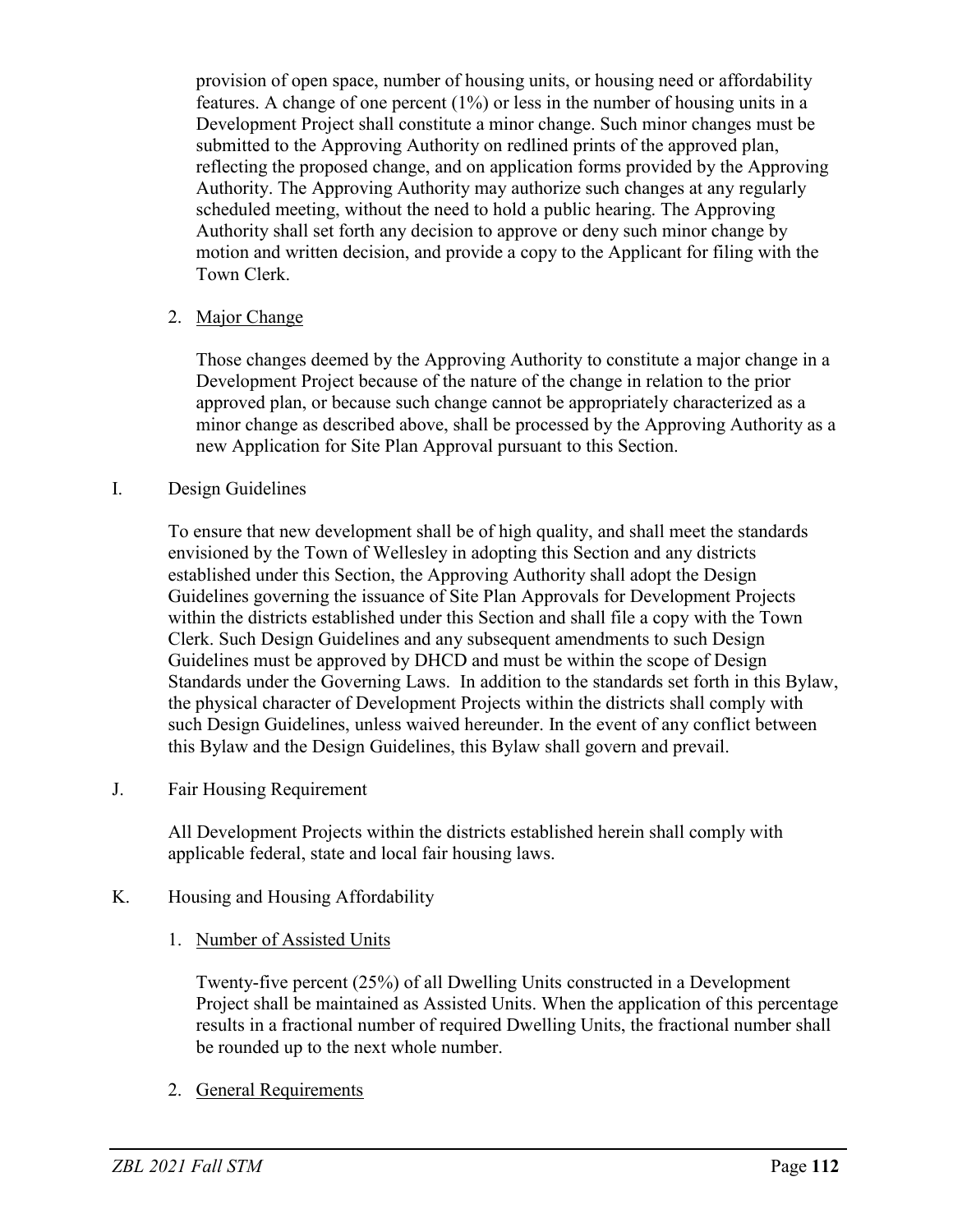provision of open space, number of housing units, or housing need or affordability features. A change of one percent (1%) or less in the number of housing units in a Development Project shall constitute a minor change. Such minor changes must be submitted to the Approving Authority on redlined prints of the approved plan, reflecting the proposed change, and on application forms provided by the Approving Authority. The Approving Authority may authorize such changes at any regularly scheduled meeting, without the need to hold a public hearing. The Approving Authority shall set forth any decision to approve or deny such minor change by motion and written decision, and provide a copy to the Applicant for filing with the Town Clerk.

2. Major Change

   Those changes deemed by the Approving Authority to constitute a major change in a Development Project because of the nature of the change in relation to the prior approved plan, or because such change cannot be appropriately characterized as a minor change as described above, shall be processed by the Approving Authority as a new Application for Site Plan Approval pursuant to this Section.

I. Design Guidelines

To ensure that new development shall be of high quality, and shall meet the standards envisioned by the Town of Wellesley in adopting this Section and any districts established under this Section, the Approving Authority shall adopt the Design Guidelines governing the issuance of Site Plan Approvals for Development Projects within the districts established under this Section and shall file a copy with the Town Clerk. Such Design Guidelines and any subsequent amendments to such Design Guidelines must be approved by DHCD and must be within the scope of Design Standards under the Governing Laws. In addition to the standards set forth in this Bylaw, the physical character of Development Projects within the districts shall comply with such Design Guidelines, unless waived hereunder. In the event of any conflict between this Bylaw and the Design Guidelines, this Bylaw shall govern and prevail.

J. Fair Housing Requirement

All Development Projects within the districts established herein shall comply with applicable federal, state and local fair housing laws.

K. Housing and Housing Affordability

1. Number of Assisted Units

   Twenty-five percent (25%) of all Dwelling Units constructed in a Development Project shall be maintained as Assisted Units. When the application of this percentage results in a fractional number of required Dwelling Units, the fractional number shall be rounded up to the next whole number.

2. General Requirements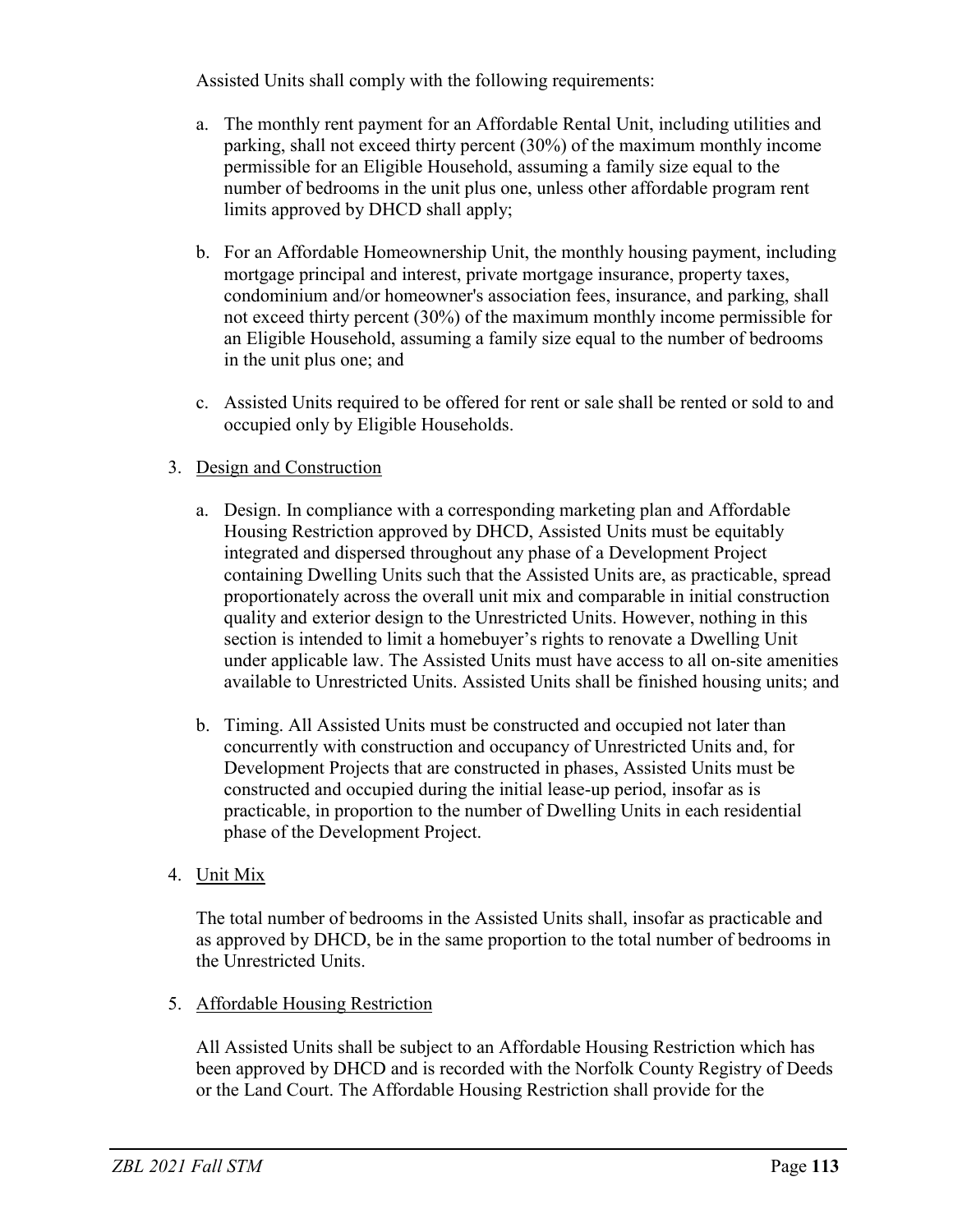Assisted Units shall comply with the following requirements:

a. The monthly rent payment for an Affordable Rental Unit, including utilities and parking, shall not exceed thirty percent (30%) of the maximum monthly income permissible for an Eligible Household, assuming a family size equal to the number of bedrooms in the unit plus one, unless other affordable program rent limits approved by DHCD shall apply;

b. For an Affordable Homeownership Unit, the monthly housing payment, including mortgage principal and interest, private mortgage insurance, property taxes, condominium and/or homeowner's association fees, insurance, and parking, shall not exceed thirty percent (30%) of the maximum monthly income permissible for an Eligible Household, assuming a family size equal to the number of bedrooms in the unit plus one; and

c. Assisted Units required to be offered for rent or sale shall be rented or sold to and occupied only by Eligible Households.

3. Design and Construction

   a. Design. In compliance with a corresponding marketing plan and Affordable Housing Restriction approved by DHCD, Assisted Units must be equitably integrated and dispersed throughout any phase of a Development Project containing Dwelling Units such that the Assisted Units are, as practicable, spread proportionately across the overall unit mix and comparable in initial construction quality and exterior design to the Unrestricted Units. However, nothing in this section is intended to limit a homebuyer's rights to renovate a Dwelling Unit under applicable law. The Assisted Units must have access to all on-site amenities available to Unrestricted Units. Assisted Units shall be finished housing units; and

   b. Timing. All Assisted Units must be constructed and occupied not later than concurrently with construction and occupancy of Unrestricted Units and, for Development Projects that are constructed in phases, Assisted Units must be constructed and occupied during the initial lease-up period, insofar as is practicable, in proportion to the number of Dwelling Units in each residential phase of the Development Project.

4. Unit Mix

   The total number of bedrooms in the Assisted Units shall, insofar as practicable and as approved by DHCD, be in the same proportion to the total number of bedrooms in the Unrestricted Units.

5. Affordable Housing Restriction

   All Assisted Units shall be subject to an Affordable Housing Restriction which has been approved by DHCD and is recorded with the Norfolk County Registry of Deeds or the Land Court. The Affordable Housing Restriction shall provide for the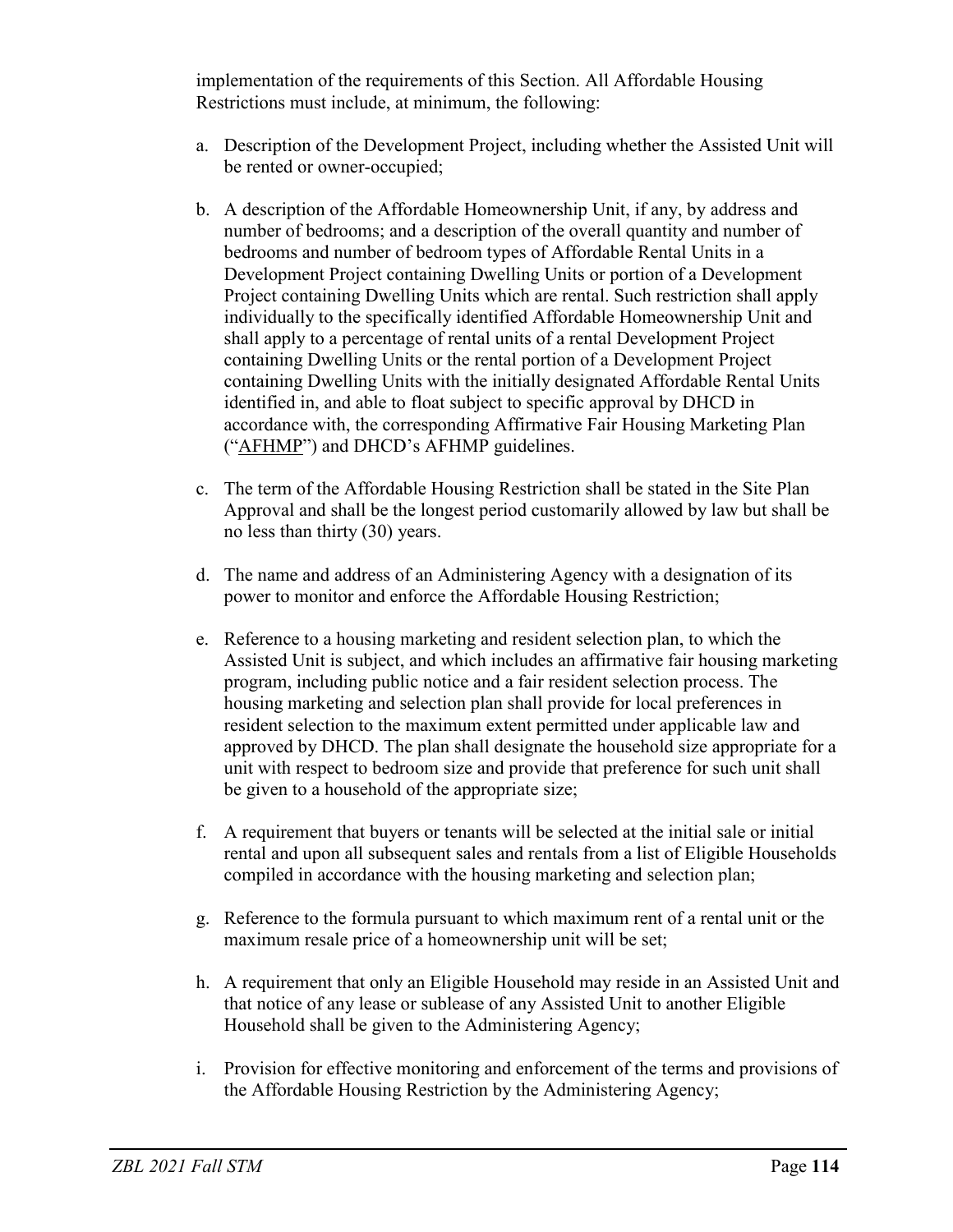implementation of the requirements of this Section. All Affordable Housing Restrictions must include, at minimum, the following:

a. Description of the Development Project, including whether the Assisted Unit will be rented or owner-occupied;

b. A description of the Affordable Homeownership Unit, if any, by address and number of bedrooms; and a description of the overall quantity and number of bedrooms and number of bedroom types of Affordable Rental Units in a Development Project containing Dwelling Units or portion of a Development Project containing Dwelling Units which are rental. Such restriction shall apply individually to the specifically identified Affordable Homeownership Unit and shall apply to a percentage of rental units of a rental Development Project containing Dwelling Units or the rental portion of a Development Project containing Dwelling Units with the initially designated Affordable Rental Units identified in, and able to float subject to specific approval by DHCD in accordance with, the corresponding Affirmative Fair Housing Marketing Plan ("AFHMP") and DHCD's AFHMP guidelines.

c. The term of the Affordable Housing Restriction shall be stated in the Site Plan Approval and shall be the longest period customarily allowed by law but shall be no less than thirty (30) years.

d. The name and address of an Administering Agency with a designation of its power to monitor and enforce the Affordable Housing Restriction;

e. Reference to a housing marketing and resident selection plan, to which the Assisted Unit is subject, and which includes an affirmative fair housing marketing program, including public notice and a fair resident selection process. The housing marketing and selection plan shall provide for local preferences in resident selection to the maximum extent permitted under applicable law and approved by DHCD. The plan shall designate the household size appropriate for a unit with respect to bedroom size and provide that preference for such unit shall be given to a household of the appropriate size;

f. A requirement that buyers or tenants will be selected at the initial sale or initial rental and upon all subsequent sales and rentals from a list of Eligible Households compiled in accordance with the housing marketing and selection plan;

g. Reference to the formula pursuant to which maximum rent of a rental unit or the maximum resale price of a homeownership unit will be set;

h. A requirement that only an Eligible Household may reside in an Assisted Unit and that notice of any lease or sublease of any Assisted Unit to another Eligible Household shall be given to the Administering Agency;

i. Provision for effective monitoring and enforcement of the terms and provisions of the Affordable Housing Restriction by the Administering Agency;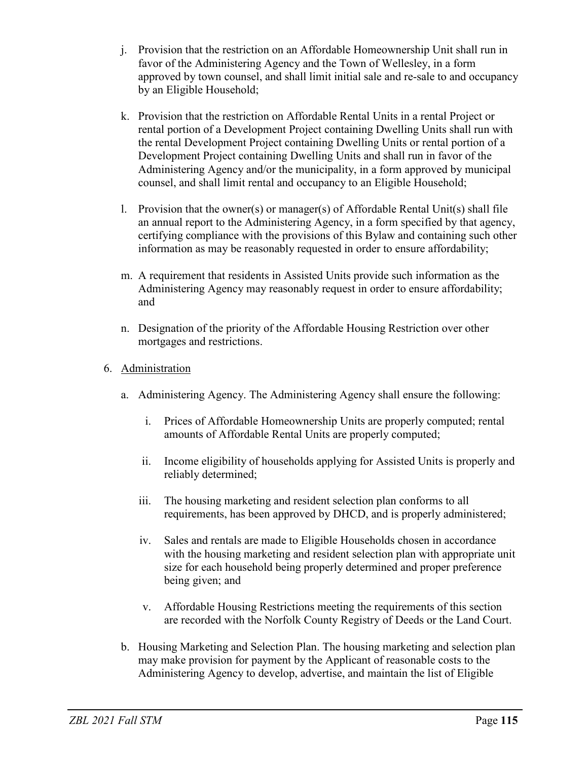j. Provision that the restriction on an Affordable Homeownership Unit shall run in favor of the Administering Agency and the Town of Wellesley, in a form approved by town counsel, and shall limit initial sale and re-sale to and occupancy by an Eligible Household;

k. Provision that the restriction on Affordable Rental Units in a rental Project or rental portion of a Development Project containing Dwelling Units shall run with the rental Development Project containing Dwelling Units or rental portion of a Development Project containing Dwelling Units and shall run in favor of the Administering Agency and/or the municipality, in a form approved by municipal counsel, and shall limit rental and occupancy to an Eligible Household;

l. Provision that the owner(s) or manager(s) of Affordable Rental Unit(s) shall file an annual report to the Administering Agency, in a form specified by that agency, certifying compliance with the provisions of this Bylaw and containing such other information as may be reasonably requested in order to ensure affordability;

m. A requirement that residents in Assisted Units provide such information as the Administering Agency may reasonably request in order to ensure affordability; and

n. Designation of the priority of the Affordable Housing Restriction over other mortgages and restrictions.

6. <u>Administration</u>

   a. Administering Agency. The Administering Agency shall ensure the following:

      i. Prices of Affordable Homeownership Units are properly computed; rental amounts of Affordable Rental Units are properly computed;

      ii. Income eligibility of households applying for Assisted Units is properly and reliably determined;

      iii. The housing marketing and resident selection plan conforms to all requirements, has been approved by DHCD, and is properly administered;

      iv. Sales and rentals are made to Eligible Households chosen in accordance with the housing marketing and resident selection plan with appropriate unit size for each household being properly determined and proper preference being given; and

      v. Affordable Housing Restrictions meeting the requirements of this section are recorded with the Norfolk County Registry of Deeds or the Land Court.

   b. Housing Marketing and Selection Plan. The housing marketing and selection plan may make provision for payment by the Applicant of reasonable costs to the Administering Agency to develop, advertise, and maintain the list of Eligible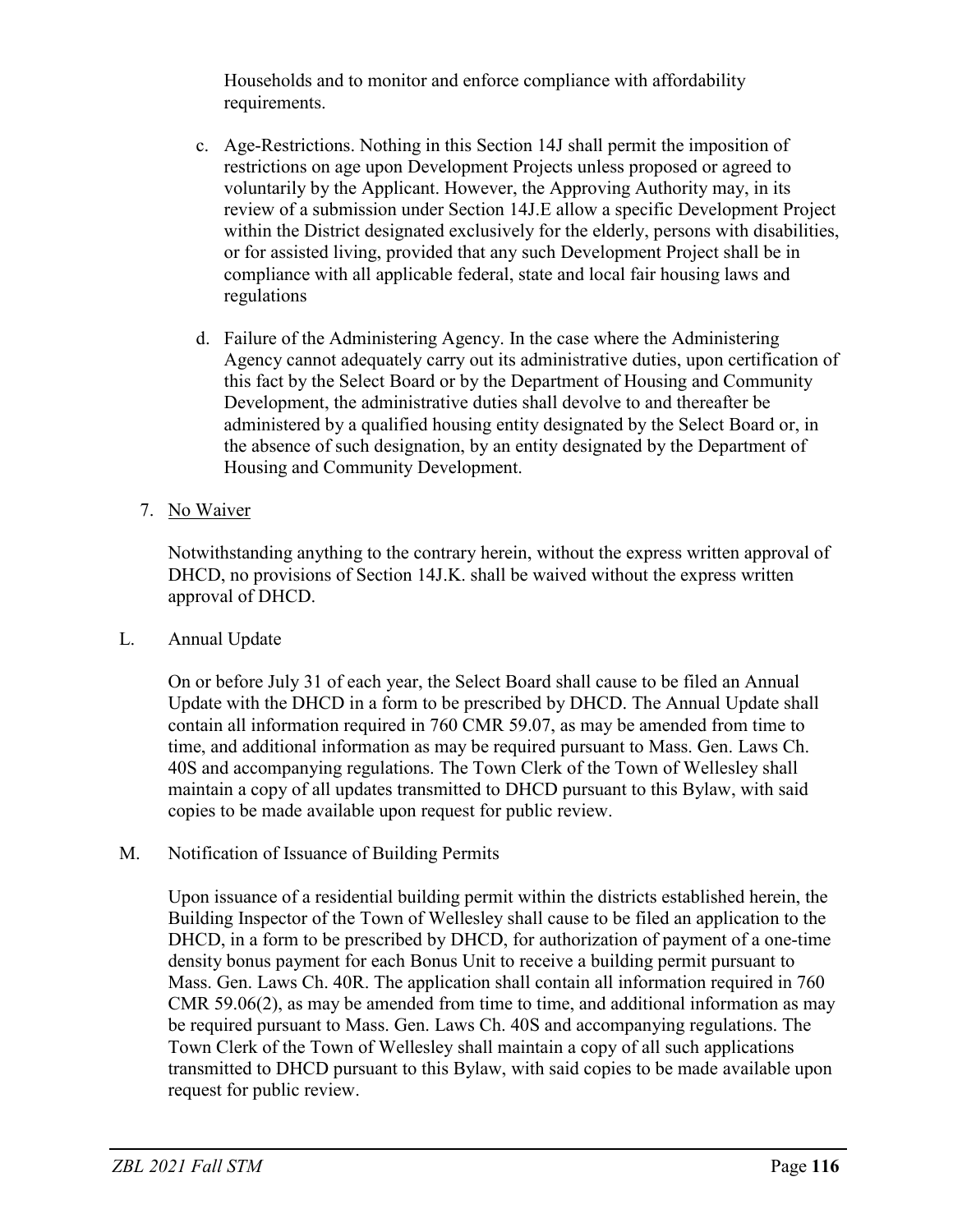Households and to monitor and enforce compliance with affordability requirements.

c. Age-Restrictions. Nothing in this Section 14J shall permit the imposition of restrictions on age upon Development Projects unless proposed or agreed to voluntarily by the Applicant. However, the Approving Authority may, in its review of a submission under Section 14J.E allow a specific Development Project within the District designated exclusively for the elderly, persons with disabilities, or for assisted living, provided that any such Development Project shall be in compliance with all applicable federal, state and local fair housing laws and regulations

d. Failure of the Administering Agency. In the case where the Administering Agency cannot adequately carry out its administrative duties, upon certification of this fact by the Select Board or by the Department of Housing and Community Development, the administrative duties shall devolve to and thereafter be administered by a qualified housing entity designated by the Select Board or, in the absence of such designation, by an entity designated by the Department of Housing and Community Development.

7. No Waiver

Notwithstanding anything to the contrary herein, without the express written approval of DHCD, no provisions of Section 14J.K. shall be waived without the express written approval of DHCD.

L. Annual Update

On or before July 31 of each year, the Select Board shall cause to be filed an Annual Update with the DHCD in a form to be prescribed by DHCD. The Annual Update shall contain all information required in 760 CMR 59.07, as may be amended from time to time, and additional information as may be required pursuant to Mass. Gen. Laws Ch. 40S and accompanying regulations. The Town Clerk of the Town of Wellesley shall maintain a copy of all updates transmitted to DHCD pursuant to this Bylaw, with said copies to be made available upon request for public review.

M. Notification of Issuance of Building Permits

Upon issuance of a residential building permit within the districts established herein, the Building Inspector of the Town of Wellesley shall cause to be filed an application to the DHCD, in a form to be prescribed by DHCD, for authorization of payment of a one-time density bonus payment for each Bonus Unit to receive a building permit pursuant to Mass. Gen. Laws Ch. 40R. The application shall contain all information required in 760 CMR 59.06(2), as may be amended from time to time, and additional information as may be required pursuant to Mass. Gen. Laws Ch. 40S and accompanying regulations. The Town Clerk of the Town of Wellesley shall maintain a copy of all such applications transmitted to DHCD pursuant to this Bylaw, with said copies to be made available upon request for public review.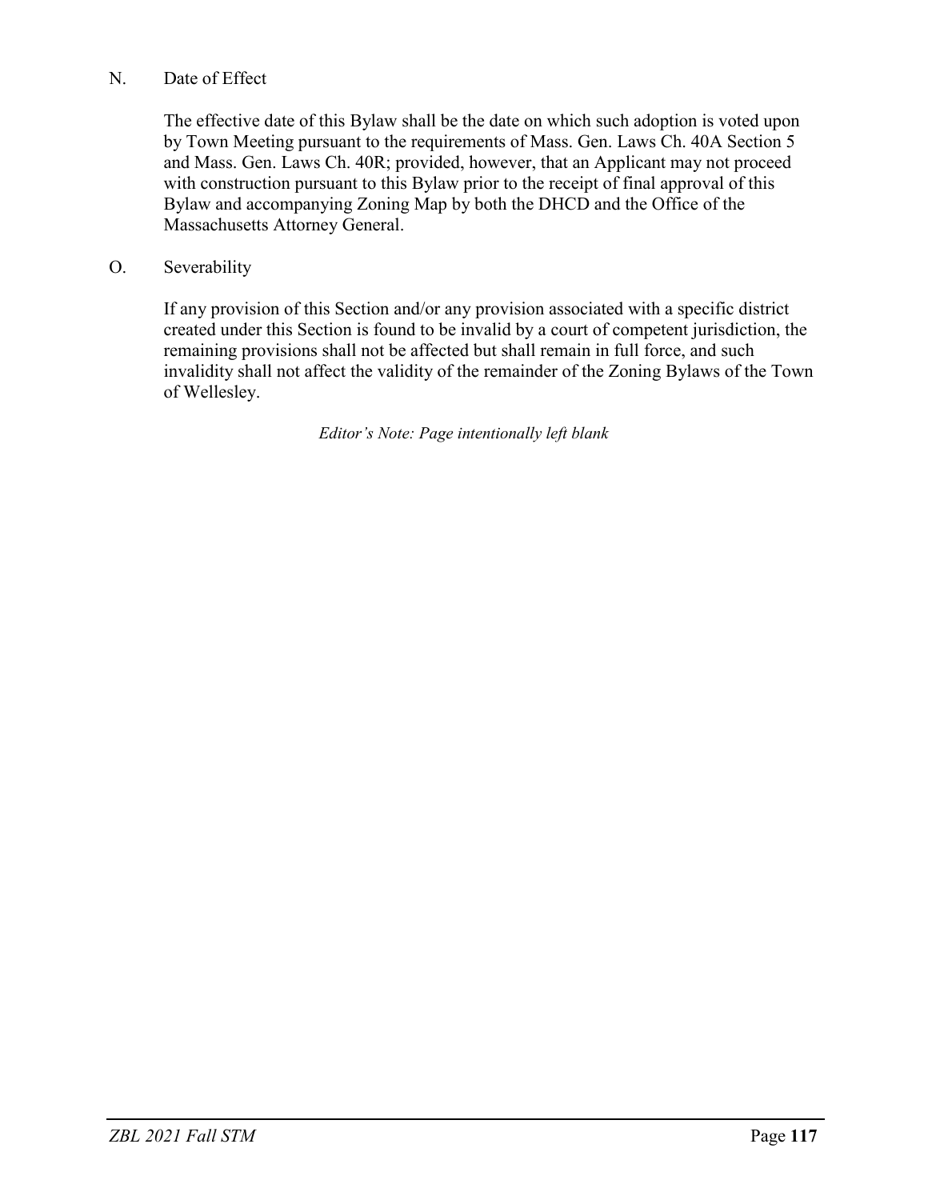N. Date of Effect

The effective date of this Bylaw shall be the date on which such adoption is voted upon by Town Meeting pursuant to the requirements of Mass. Gen. Laws Ch. 40A Section 5 and Mass. Gen. Laws Ch. 40R; provided, however, that an Applicant may not proceed with construction pursuant to this Bylaw prior to the receipt of final approval of this Bylaw and accompanying Zoning Map by both the DHCD and the Office of the Massachusetts Attorney General.

O. Severability

If any provision of this Section and/or any provision associated with a specific district created under this Section is found to be invalid by a court of competent jurisdiction, the remaining provisions shall not be affected but shall remain in full force, and such invalidity shall not affect the validity of the remainder of the Zoning Bylaws of the Town of Wellesley.

*Editor's Note: Page intentionally left blank*